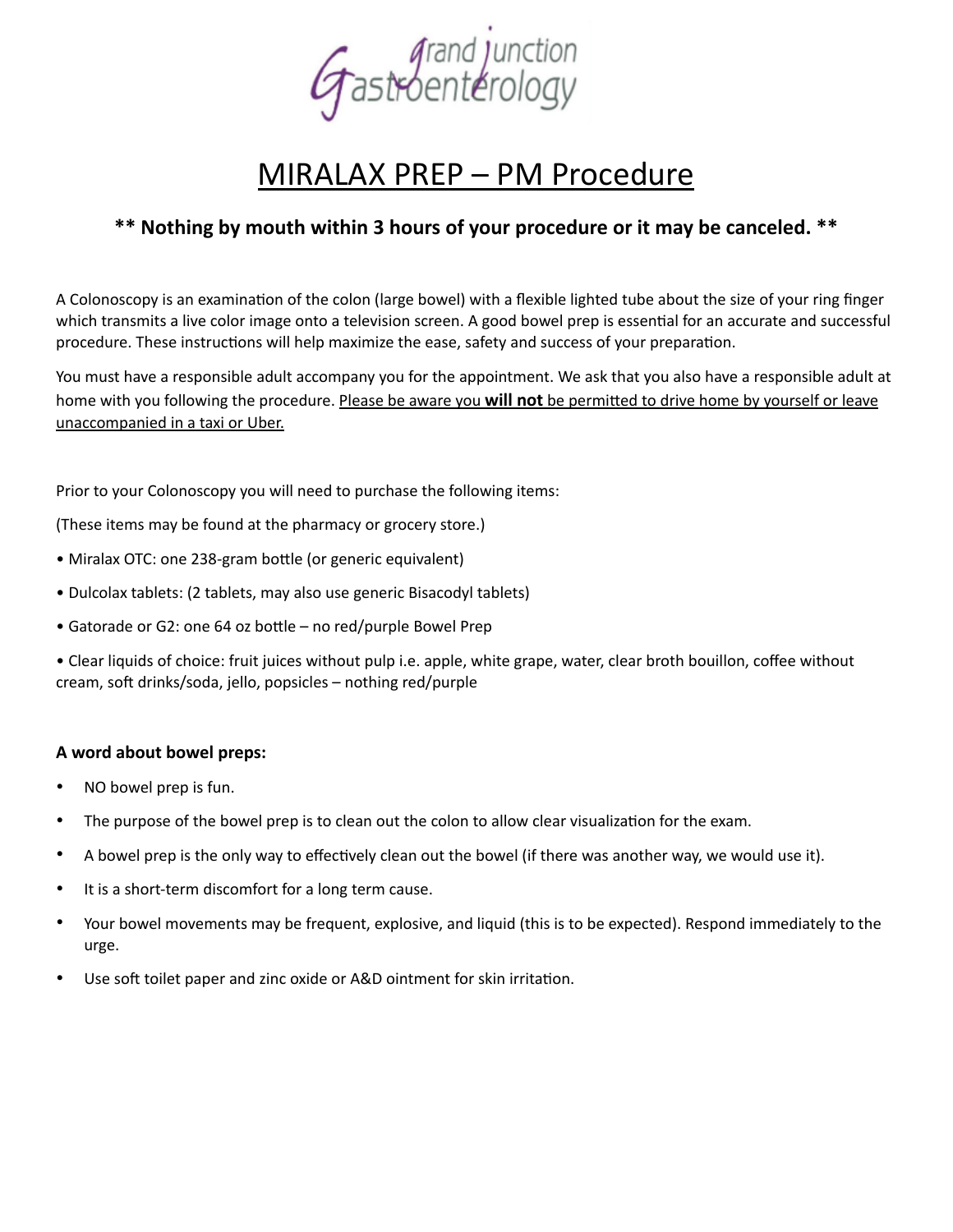Grand Junction Gastroenterology

# MIRALAX PREP – PM Procedure

**\*\* Nothing by mouth within 3 hours of your procedure or it may be canceled. \*\***

A Colonoscopy is an examination of the colon (large bowel) with a flexible lighted tube about the size of your ring finger which transmits a live color image onto a television screen. A good bowel prep is essential for an accurate and successful procedure. These instructions will help maximize the ease, safety and success of your preparation.

You must have a responsible adult accompany you for the appointment. We ask that you also have a responsible adult at home with you following the procedure. <u>Please be aware you **will not** be permitted to drive home by yourself or leave unaccompanied in a taxi or Uber.</u>

Prior to your Colonoscopy you will need to purchase the following items:

(These items may be found at the pharmacy or grocery store.)

- Miralax OTC: one 238-gram bottle (or generic equivalent)
- Dulcolax tablets: (2 tablets, may also use generic Bisacodyl tablets)
- Gatorade or G2: one 64 oz bottle – no red/purple Bowel Prep
- Clear liquids of choice: fruit juices without pulp i.e. apple, white grape, water, clear broth bouillon, coffee without cream, soft drinks/soda, jello, popsicles – nothing red/purple

**A word about bowel preps:**

- NO bowel prep is fun.
- The purpose of the bowel prep is to clean out the colon to allow clear visualization for the exam.
- A bowel prep is the only way to effectively clean out the bowel (if there was another way, we would use it).
- It is a short-term discomfort for a long term cause.
- Your bowel movements may be frequent, explosive, and liquid (this is to be expected). Respond immediately to the urge.
- Use soft toilet paper and zinc oxide or A&D ointment for skin irritation.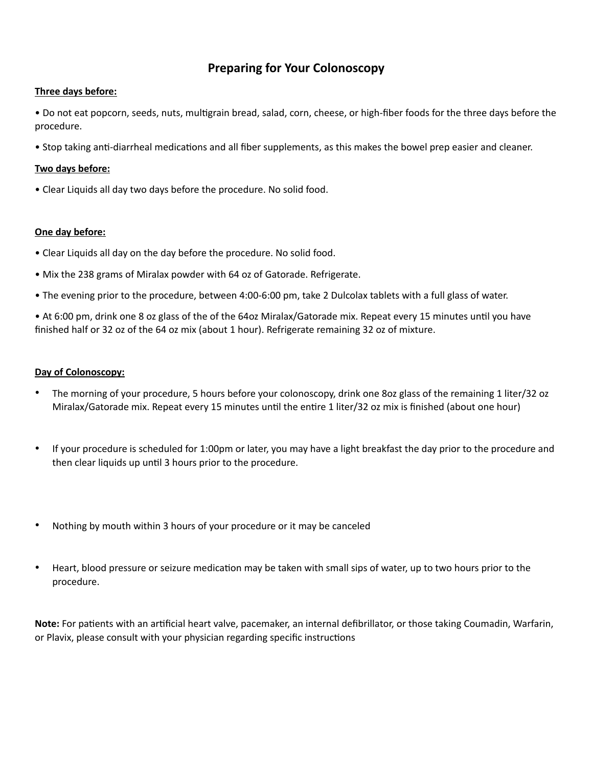# Preparing for Your Colonoscopy

**Three days before:**

- Do not eat popcorn, seeds, nuts, multigrain bread, salad, corn, cheese, or high-fiber foods for the three days before the procedure.
- Stop taking anti-diarrheal medications and all fiber supplements, as this makes the bowel prep easier and cleaner.

**Two days before:**

- Clear Liquids all day two days before the procedure. No solid food.

**One day before:**

- Clear Liquids all day on the day before the procedure. No solid food.
- Mix the 238 grams of Miralax powder with 64 oz of Gatorade. Refrigerate.
- The evening prior to the procedure, between 4:00-6:00 pm, take 2 Dulcolax tablets with a full glass of water.
- At 6:00 pm, drink one 8 oz glass of the of the 64oz Miralax/Gatorade mix. Repeat every 15 minutes until you have finished half or 32 oz of the 64 oz mix (about 1 hour). Refrigerate remaining 32 oz of mixture.

**Day of Colonoscopy:**

- The morning of your procedure, 5 hours before your colonoscopy, drink one 8oz glass of the remaining 1 liter/32 oz Miralax/Gatorade mix. Repeat every 15 minutes until the entire 1 liter/32 oz mix is finished (about one hour)
- If your procedure is scheduled for 1:00pm or later, you may have a light breakfast the day prior to the procedure and then clear liquids up until 3 hours prior to the procedure.
- Nothing by mouth within 3 hours of your procedure or it may be canceled
- Heart, blood pressure or seizure medication may be taken with small sips of water, up to two hours prior to the procedure.

**Note:** For patients with an artificial heart valve, pacemaker, an internal defibrillator, or those taking Coumadin, Warfarin, or Plavix, please consult with your physician regarding specific instructions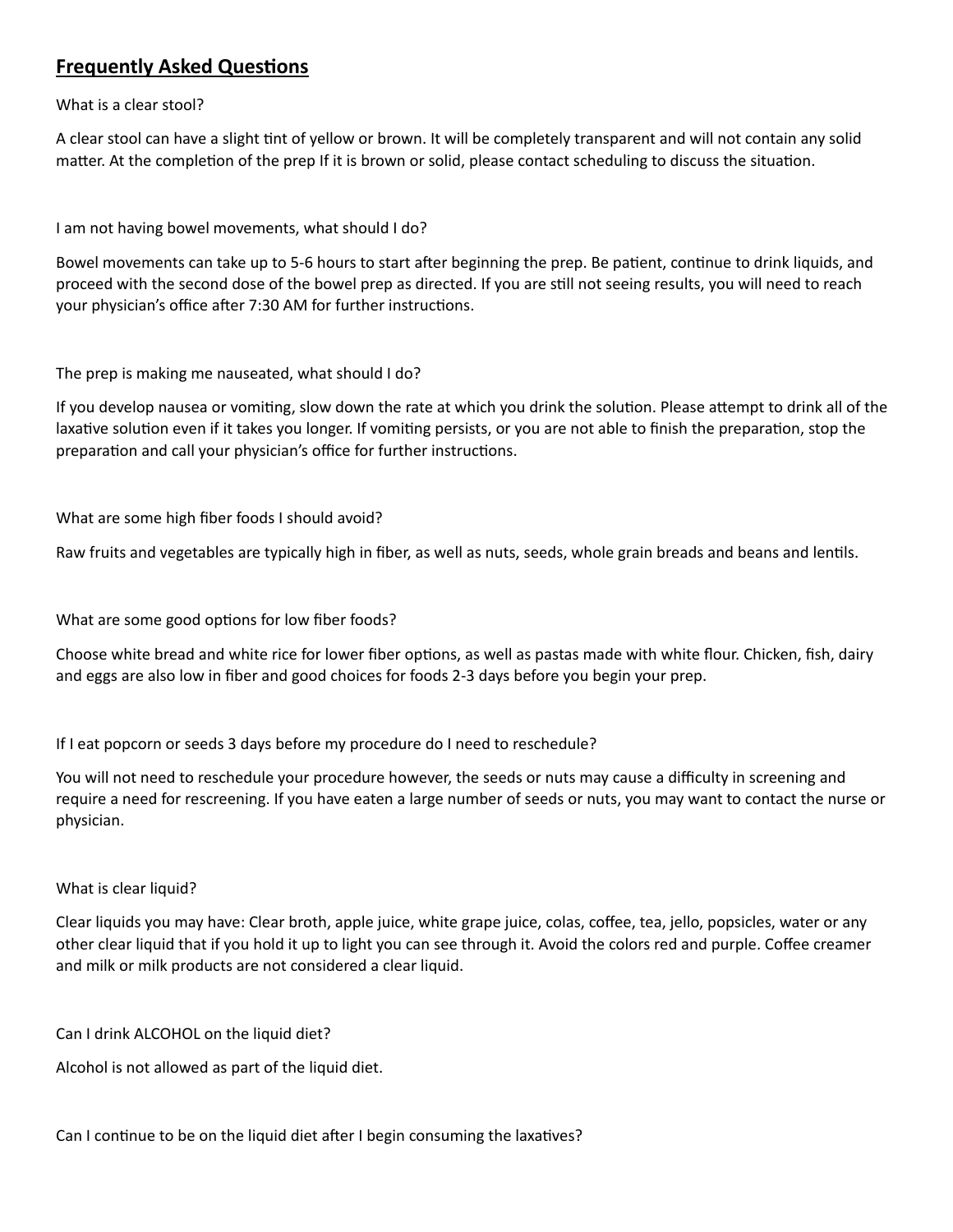## **Frequently Asked Questions**

What is a clear stool?

A clear stool can have a slight tint of yellow or brown. It will be completely transparent and will not contain any solid matter. At the completion of the prep If it is brown or solid, please contact scheduling to discuss the situation.

I am not having bowel movements, what should I do?

Bowel movements can take up to 5-6 hours to start after beginning the prep. Be patient, continue to drink liquids, and proceed with the second dose of the bowel prep as directed. If you are still not seeing results, you will need to reach your physician's office after 7:30 AM for further instructions.

The prep is making me nauseated, what should I do?

If you develop nausea or vomiting, slow down the rate at which you drink the solution. Please attempt to drink all of the laxative solution even if it takes you longer. If vomiting persists, or you are not able to finish the preparation, stop the preparation and call your physician's office for further instructions.

What are some high fiber foods I should avoid?

Raw fruits and vegetables are typically high in fiber, as well as nuts, seeds, whole grain breads and beans and lentils.

What are some good options for low fiber foods?

Choose white bread and white rice for lower fiber options, as well as pastas made with white flour. Chicken, fish, dairy and eggs are also low in fiber and good choices for foods 2-3 days before you begin your prep.

If I eat popcorn or seeds 3 days before my procedure do I need to reschedule?

You will not need to reschedule your procedure however, the seeds or nuts may cause a difficulty in screening and require a need for rescreening. If you have eaten a large number of seeds or nuts, you may want to contact the nurse or physician.

What is clear liquid?

Clear liquids you may have: Clear broth, apple juice, white grape juice, colas, coffee, tea, jello, popsicles, water or any other clear liquid that if you hold it up to light you can see through it. Avoid the colors red and purple. Coffee creamer and milk or milk products are not considered a clear liquid.

Can I drink ALCOHOL on the liquid diet?

Alcohol is not allowed as part of the liquid diet.

Can I continue to be on the liquid diet after I begin consuming the laxatives?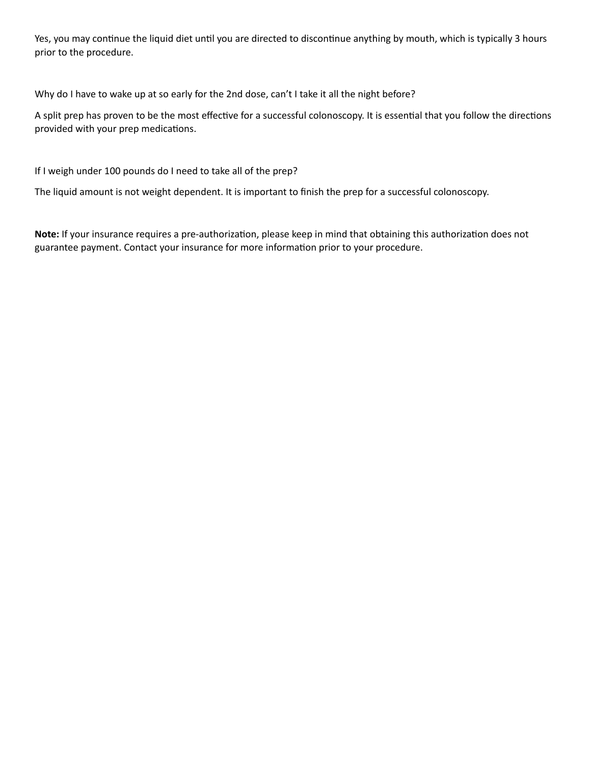Yes, you may continue the liquid diet until you are directed to discontinue anything by mouth, which is typically 3 hours prior to the procedure.

Why do I have to wake up at so early for the 2nd dose, can't I take it all the night before?

A split prep has proven to be the most effective for a successful colonoscopy. It is essential that you follow the directions provided with your prep medications.

If I weigh under 100 pounds do I need to take all of the prep?

The liquid amount is not weight dependent. It is important to finish the prep for a successful colonoscopy.

**Note:** If your insurance requires a pre-authorization, please keep in mind that obtaining this authorization does not guarantee payment. Contact your insurance for more information prior to your procedure.